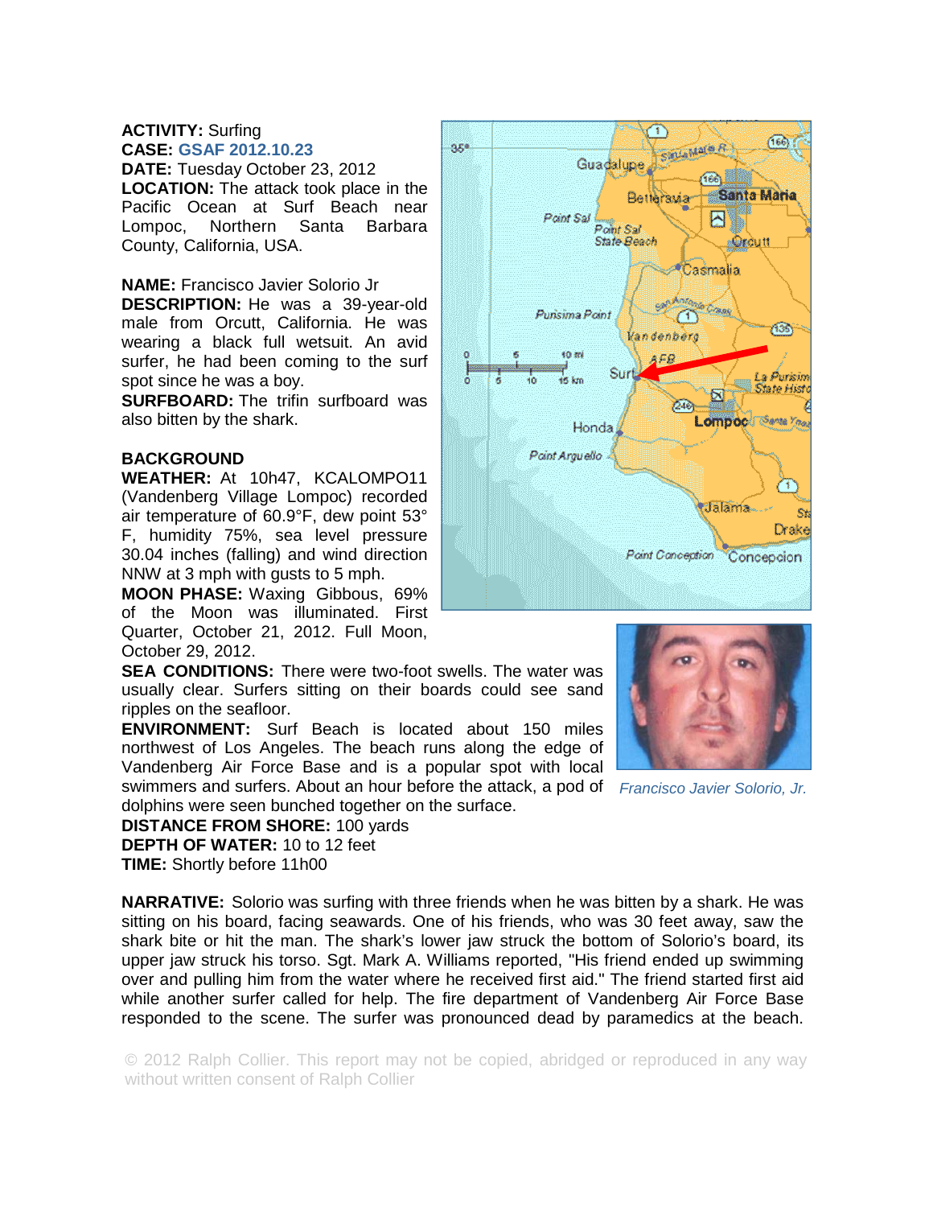**ACTIVITY:** Surfing
**CASE:** GSAF 2012.10.23
**DATE:** Tuesday October 23, 2012
**LOCATION:** The attack took place in the Pacific Ocean at Surf Beach near Lompoc, Northern Santa Barbara County, California, USA.

**NAME:** Francisco Javier Solorio Jr
**DESCRIPTION:** He was a 39-year-old male from Orcutt, California. He was wearing a black full wetsuit. An avid surfer, he had been coming to the surf spot since he was a boy.
**SURFBOARD:** The trifin surfboard was also bitten by the shark.

**BACKGROUND**
**WEATHER:** At 10h47, KCALOMPO11 (Vandenberg Village Lompoc) recorded air temperature of 60.9°F, dew point 53° F, humidity 75%, sea level pressure 30.04 inches (falling) and wind direction NNW at 3 mph with gusts to 5 mph.
**MOON PHASE:** Waxing Gibbous, 69% of the Moon was illuminated. First Quarter, October 21, 2012. Full Moon, October 29, 2012.
**SEA CONDITIONS:** There were two-foot swells. The water was usually clear. Surfers sitting on their boards could see sand ripples on the seafloor.
**ENVIRONMENT:** Surf Beach is located about 150 miles northwest of Los Angeles. The beach runs along the edge of Vandenberg Air Force Base and is a popular spot with local swimmers and surfers. About an hour before the attack, a pod of dolphins were seen bunched together on the surface.
**DISTANCE FROM SHORE:** 100 yards
**DEPTH OF WATER:** 10 to 12 feet
**TIME:** Shortly before 11h00

*Francisco Javier Solorio, Jr.*

**NARRATIVE:** Solorio was surfing with three friends when he was bitten by a shark. He was sitting on his board, facing seawards. One of his friends, who was 30 feet away, saw the shark bite or hit the man. The shark's lower jaw struck the bottom of Solorio's board, its upper jaw struck his torso. Sgt. Mark A. Williams reported, "His friend ended up swimming over and pulling him from the water where he received first aid." The friend started first aid while another surfer called for help. The fire department of Vandenberg Air Force Base responded to the scene. The surfer was pronounced dead by paramedics at the beach.

© 2012 Ralph Collier. This report may not be copied, abridged or reproduced in any way without written consent of Ralph Collier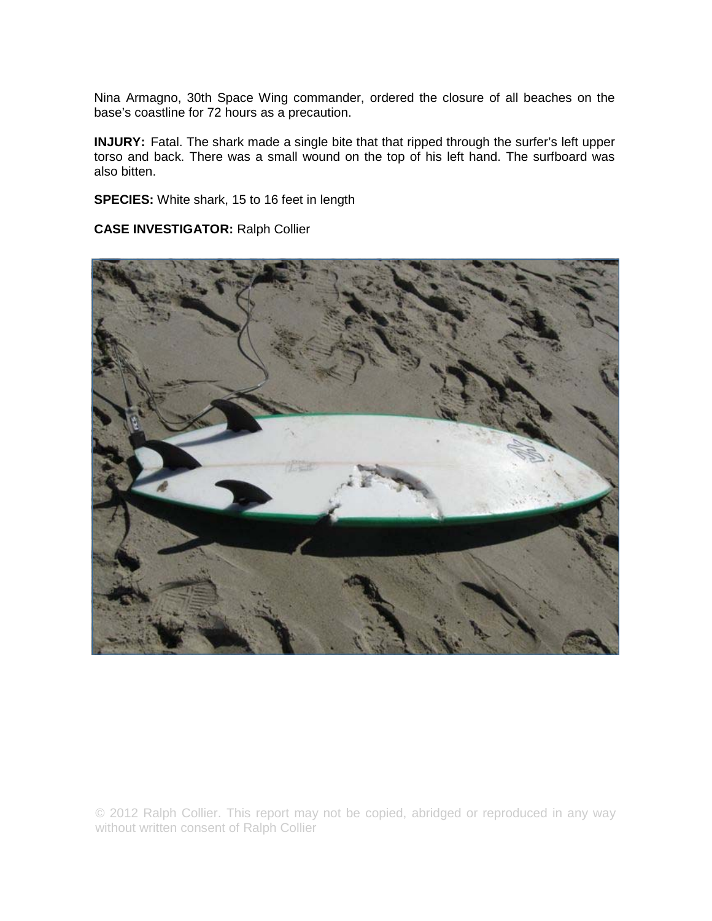Nina Armagno, 30th Space Wing commander, ordered the closure of all beaches on the base's coastline for 72 hours as a precaution.

**INJURY:** Fatal. The shark made a single bite that that ripped through the surfer's left upper torso and back. There was a small wound on the top of his left hand. The surfboard was also bitten.

**SPECIES:** White shark, 15 to 16 feet in length

**CASE INVESTIGATOR:** Ralph Collier

© 2012 Ralph Collier. This report may not be copied, abridged or reproduced in any way without written consent of Ralph Collier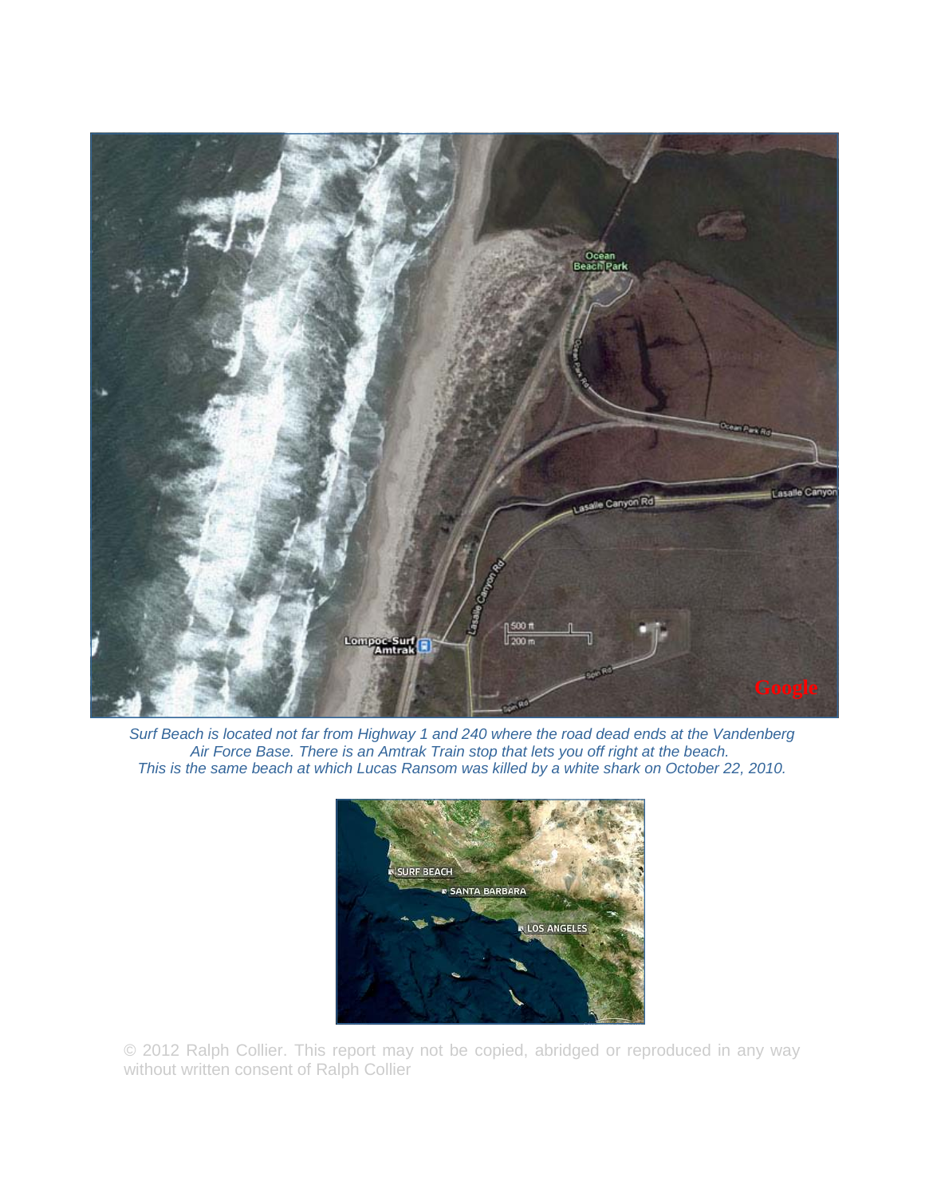*Surf Beach is located not far from Highway 1 and 240 where the road dead ends at the Vandenberg Air Force Base. There is an Amtrak Train stop that lets you off right at the beach. This is the same beach at which Lucas Ransom was killed by a white shark on October 22, 2010.*

© 2012 Ralph Collier. This report may not be copied, abridged or reproduced in any way without written consent of Ralph Collier